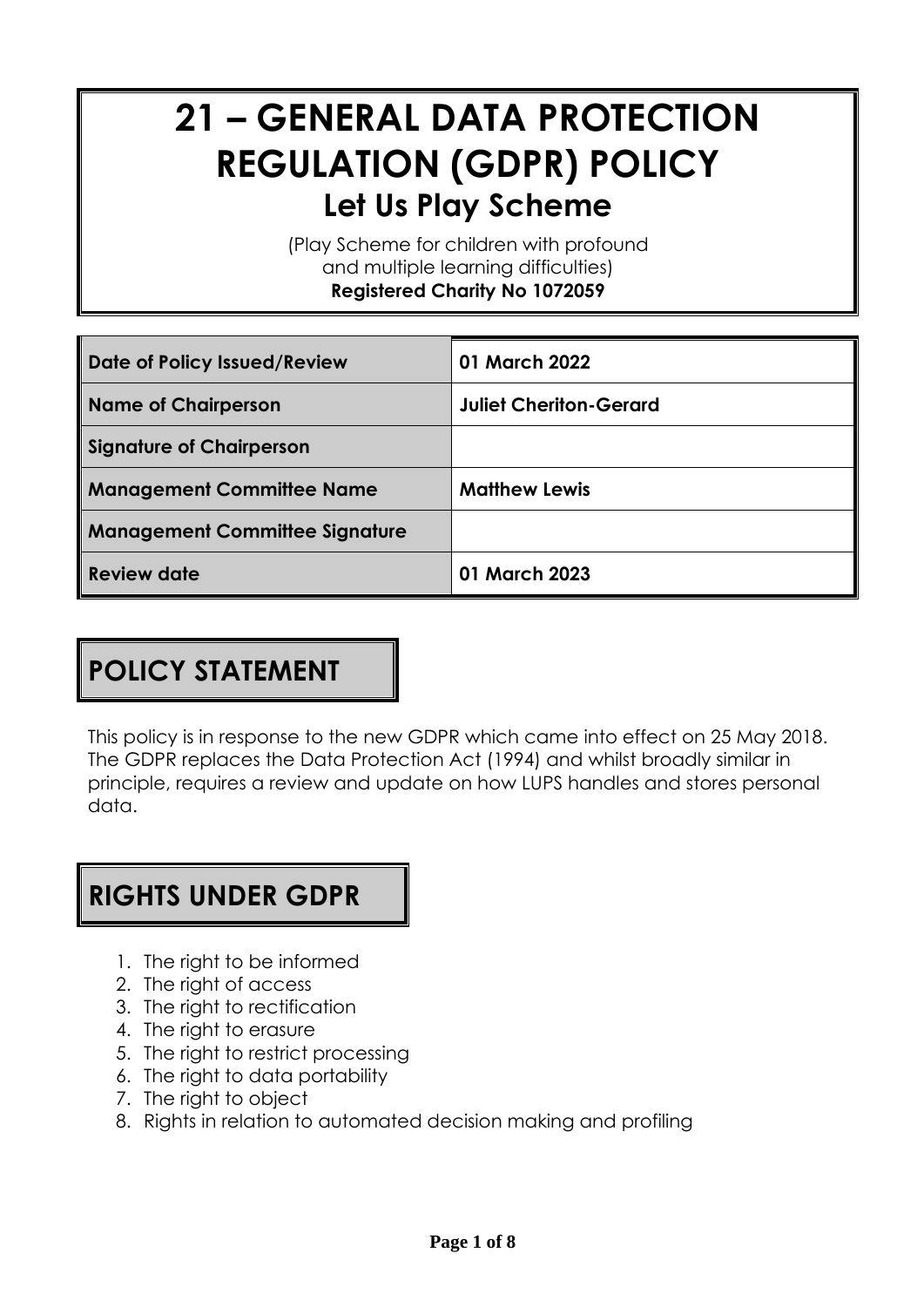# 21 – GENERAL DATA PROTECTION REGULATION (GDPR) POLICY

## Let Us Play Scheme

(Play Scheme for children with profound and multiple learning difficulties)

**Registered Charity No 1072059**

| | |
|---|---|
| **Date of Policy Issued/Review** | **01 March 2022** |
| **Name of Chairperson** | **Juliet Cheriton-Gerard** |
| **Signature of Chairperson** | |
| **Management Committee Name** | **Matthew Lewis** |
| **Management Committee Signature** | |
| **Review date** | **01 March 2023** |

## POLICY STATEMENT

This policy is in response to the new GDPR which came into effect on 25 May 2018. The GDPR replaces the Data Protection Act (1994) and whilst broadly similar in principle, requires a review and update on how LUPS handles and stores personal data.

## RIGHTS UNDER GDPR

1. The right to be informed
2. The right of access
3. The right to rectification
4. The right to erasure
5. The right to restrict processing
6. The right to data portability
7. The right to object
8. Rights in relation to automated decision making and profiling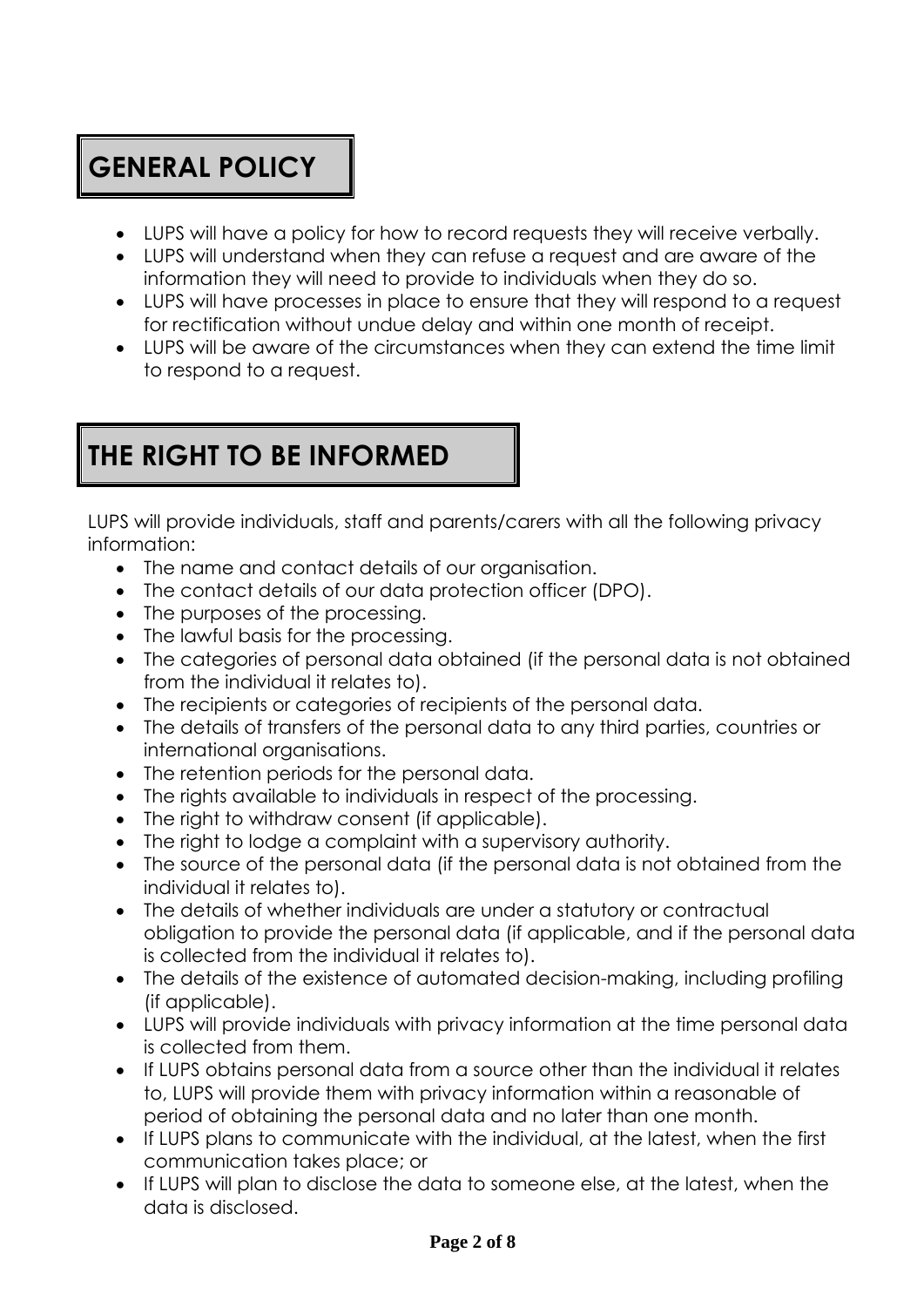# GENERAL POLICY

- LUPS will have a policy for how to record requests they will receive verbally.
- LUPS will understand when they can refuse a request and are aware of the information they will need to provide to individuals when they do so.
- LUPS will have processes in place to ensure that they will respond to a request for rectification without undue delay and within one month of receipt.
- LUPS will be aware of the circumstances when they can extend the time limit to respond to a request.

# THE RIGHT TO BE INFORMED

LUPS will provide individuals, staff and parents/carers with all the following privacy information:

- The name and contact details of our organisation.
- The contact details of our data protection officer (DPO).
- The purposes of the processing.
- The lawful basis for the processing.
- The categories of personal data obtained (if the personal data is not obtained from the individual it relates to).
- The recipients or categories of recipients of the personal data.
- The details of transfers of the personal data to any third parties, countries or international organisations.
- The retention periods for the personal data.
- The rights available to individuals in respect of the processing.
- The right to withdraw consent (if applicable).
- The right to lodge a complaint with a supervisory authority.
- The source of the personal data (if the personal data is not obtained from the individual it relates to).
- The details of whether individuals are under a statutory or contractual obligation to provide the personal data (if applicable, and if the personal data is collected from the individual it relates to).
- The details of the existence of automated decision-making, including profiling (if applicable).
- LUPS will provide individuals with privacy information at the time personal data is collected from them.
- If LUPS obtains personal data from a source other than the individual it relates to, LUPS will provide them with privacy information within a reasonable of period of obtaining the personal data and no later than one month.
- If LUPS plans to communicate with the individual, at the latest, when the first communication takes place; or
- If LUPS will plan to disclose the data to someone else, at the latest, when the data is disclosed.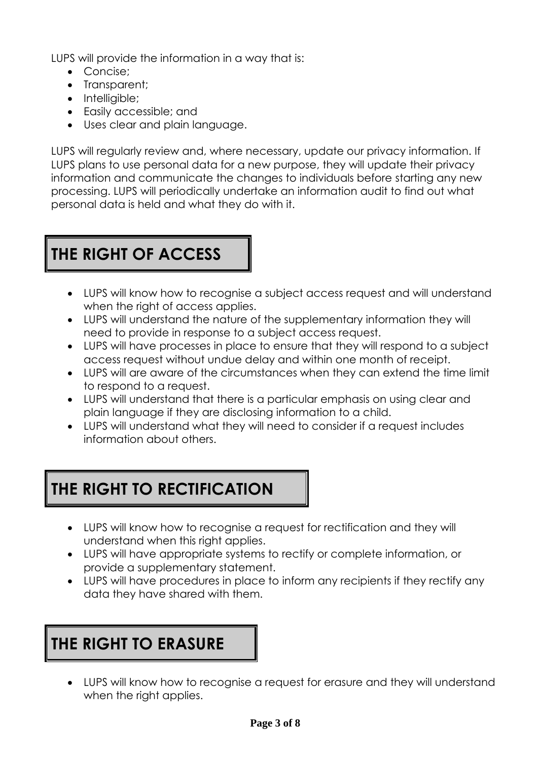LUPS will provide the information in a way that is:

- Concise;
- Transparent;
- Intelligible;
- Easily accessible; and
- Uses clear and plain language.

LUPS will regularly review and, where necessary, update our privacy information. If LUPS plans to use personal data for a new purpose, they will update their privacy information and communicate the changes to individuals before starting any new processing. LUPS will periodically undertake an information audit to find out what personal data is held and what they do with it.

## THE RIGHT OF ACCESS

- LUPS will know how to recognise a subject access request and will understand when the right of access applies.
- LUPS will understand the nature of the supplementary information they will need to provide in response to a subject access request.
- LUPS will have processes in place to ensure that they will respond to a subject access request without undue delay and within one month of receipt.
- LUPS will are aware of the circumstances when they can extend the time limit to respond to a request.
- LUPS will understand that there is a particular emphasis on using clear and plain language if they are disclosing information to a child.
- LUPS will understand what they will need to consider if a request includes information about others.

## THE RIGHT TO RECTIFICATION

- LUPS will know how to recognise a request for rectification and they will understand when this right applies.
- LUPS will have appropriate systems to rectify or complete information, or provide a supplementary statement.
- LUPS will have procedures in place to inform any recipients if they rectify any data they have shared with them.

## THE RIGHT TO ERASURE

- LUPS will know how to recognise a request for erasure and they will understand when the right applies.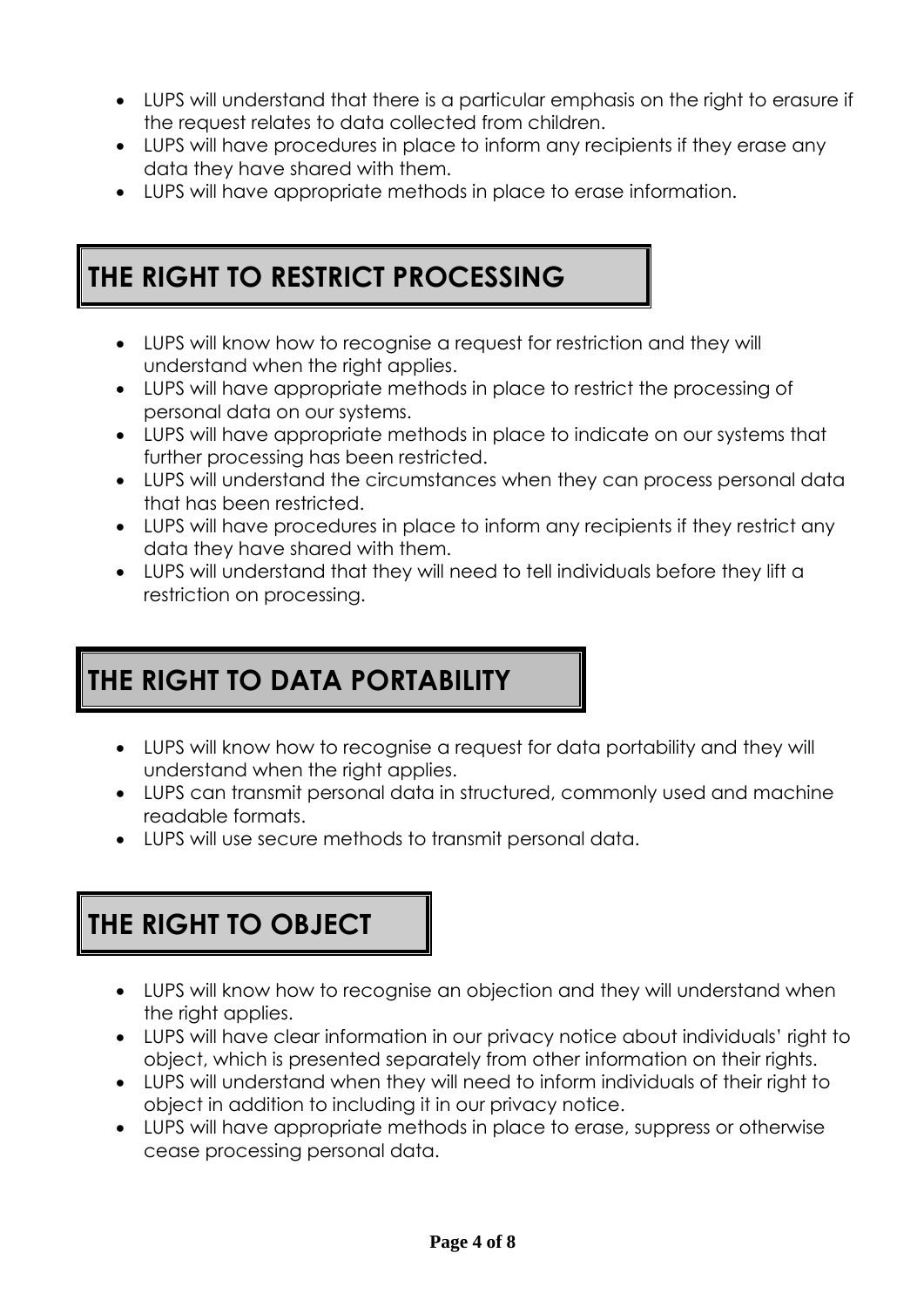- LUPS will understand that there is a particular emphasis on the right to erasure if the request relates to data collected from children.
- LUPS will have procedures in place to inform any recipients if they erase any data they have shared with them.
- LUPS will have appropriate methods in place to erase information.

## THE RIGHT TO RESTRICT PROCESSING

- LUPS will know how to recognise a request for restriction and they will understand when the right applies.
- LUPS will have appropriate methods in place to restrict the processing of personal data on our systems.
- LUPS will have appropriate methods in place to indicate on our systems that further processing has been restricted.
- LUPS will understand the circumstances when they can process personal data that has been restricted.
- LUPS will have procedures in place to inform any recipients if they restrict any data they have shared with them.
- LUPS will understand that they will need to tell individuals before they lift a restriction on processing.

## THE RIGHT TO DATA PORTABILITY

- LUPS will know how to recognise a request for data portability and they will understand when the right applies.
- LUPS can transmit personal data in structured, commonly used and machine readable formats.
- LUPS will use secure methods to transmit personal data.

## THE RIGHT TO OBJECT

- LUPS will know how to recognise an objection and they will understand when the right applies.
- LUPS will have clear information in our privacy notice about individuals' right to object, which is presented separately from other information on their rights.
- LUPS will understand when they will need to inform individuals of their right to object in addition to including it in our privacy notice.
- LUPS will have appropriate methods in place to erase, suppress or otherwise cease processing personal data.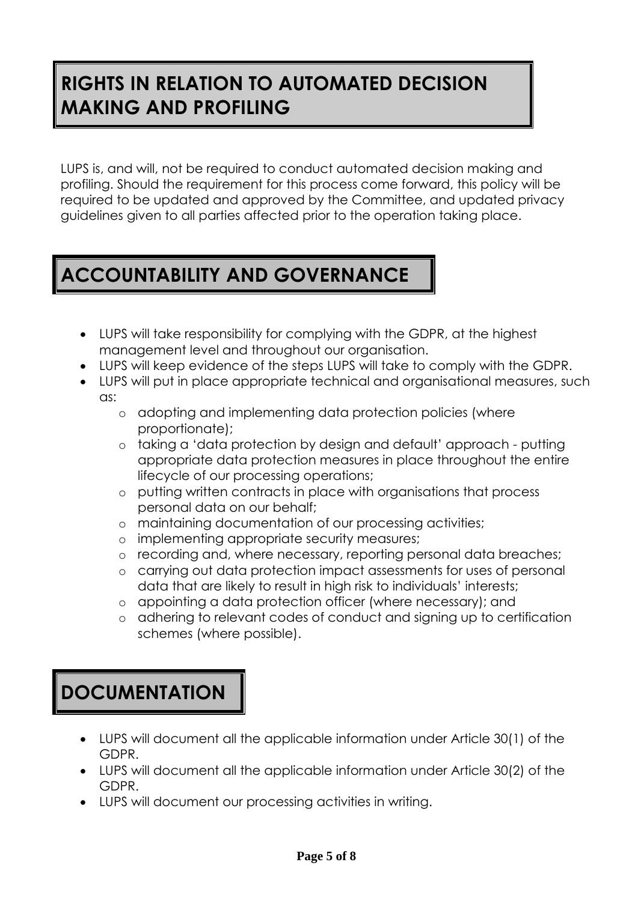# RIGHTS IN RELATION TO AUTOMATED DECISION MAKING AND PROFILING

LUPS is, and will, not be required to conduct automated decision making and profiling. Should the requirement for this process come forward, this policy will be required to be updated and approved by the Committee, and updated privacy guidelines given to all parties affected prior to the operation taking place.

# ACCOUNTABILITY AND GOVERNANCE

- LUPS will take responsibility for complying with the GDPR, at the highest management level and throughout our organisation.
- LUPS will keep evidence of the steps LUPS will take to comply with the GDPR.
- LUPS will put in place appropriate technical and organisational measures, such as:
  - adopting and implementing data protection policies (where proportionate);
  - taking a 'data protection by design and default' approach - putting appropriate data protection measures in place throughout the entire lifecycle of our processing operations;
  - putting written contracts in place with organisations that process personal data on our behalf;
  - maintaining documentation of our processing activities;
  - implementing appropriate security measures;
  - recording and, where necessary, reporting personal data breaches;
  - carrying out data protection impact assessments for uses of personal data that are likely to result in high risk to individuals' interests;
  - appointing a data protection officer (where necessary); and
  - adhering to relevant codes of conduct and signing up to certification schemes (where possible).

# DOCUMENTATION

- LUPS will document all the applicable information under Article 30(1) of the GDPR.
- LUPS will document all the applicable information under Article 30(2) of the GDPR.
- LUPS will document our processing activities in writing.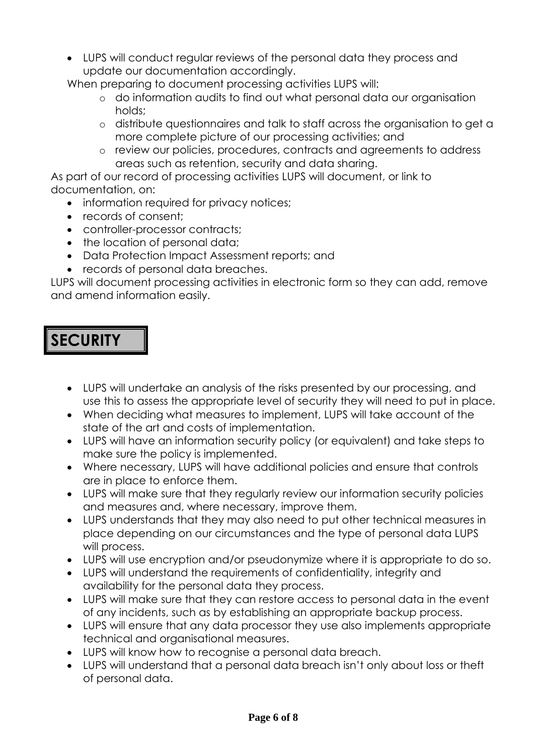- LUPS will conduct regular reviews of the personal data they process and update our documentation accordingly.

When preparing to document processing activities LUPS will:

  - do information audits to find out what personal data our organisation holds;
  - distribute questionnaires and talk to staff across the organisation to get a more complete picture of our processing activities; and
  - review our policies, procedures, contracts and agreements to address areas such as retention, security and data sharing.

As part of our record of processing activities LUPS will document, or link to documentation, on:

- information required for privacy notices;
- records of consent;
- controller-processor contracts;
- the location of personal data;
- Data Protection Impact Assessment reports; and
- records of personal data breaches.

LUPS will document processing activities in electronic form so they can add, remove and amend information easily.

## SECURITY

- LUPS will undertake an analysis of the risks presented by our processing, and use this to assess the appropriate level of security they will need to put in place.
- When deciding what measures to implement, LUPS will take account of the state of the art and costs of implementation.
- LUPS will have an information security policy (or equivalent) and take steps to make sure the policy is implemented.
- Where necessary, LUPS will have additional policies and ensure that controls are in place to enforce them.
- LUPS will make sure that they regularly review our information security policies and measures and, where necessary, improve them.
- LUPS understands that they may also need to put other technical measures in place depending on our circumstances and the type of personal data LUPS will process.
- LUPS will use encryption and/or pseudonymize where it is appropriate to do so.
- LUPS will understand the requirements of confidentiality, integrity and availability for the personal data they process.
- LUPS will make sure that they can restore access to personal data in the event of any incidents, such as by establishing an appropriate backup process.
- LUPS will ensure that any data processor they use also implements appropriate technical and organisational measures.
- LUPS will know how to recognise a personal data breach.
- LUPS will understand that a personal data breach isn't only about loss or theft of personal data.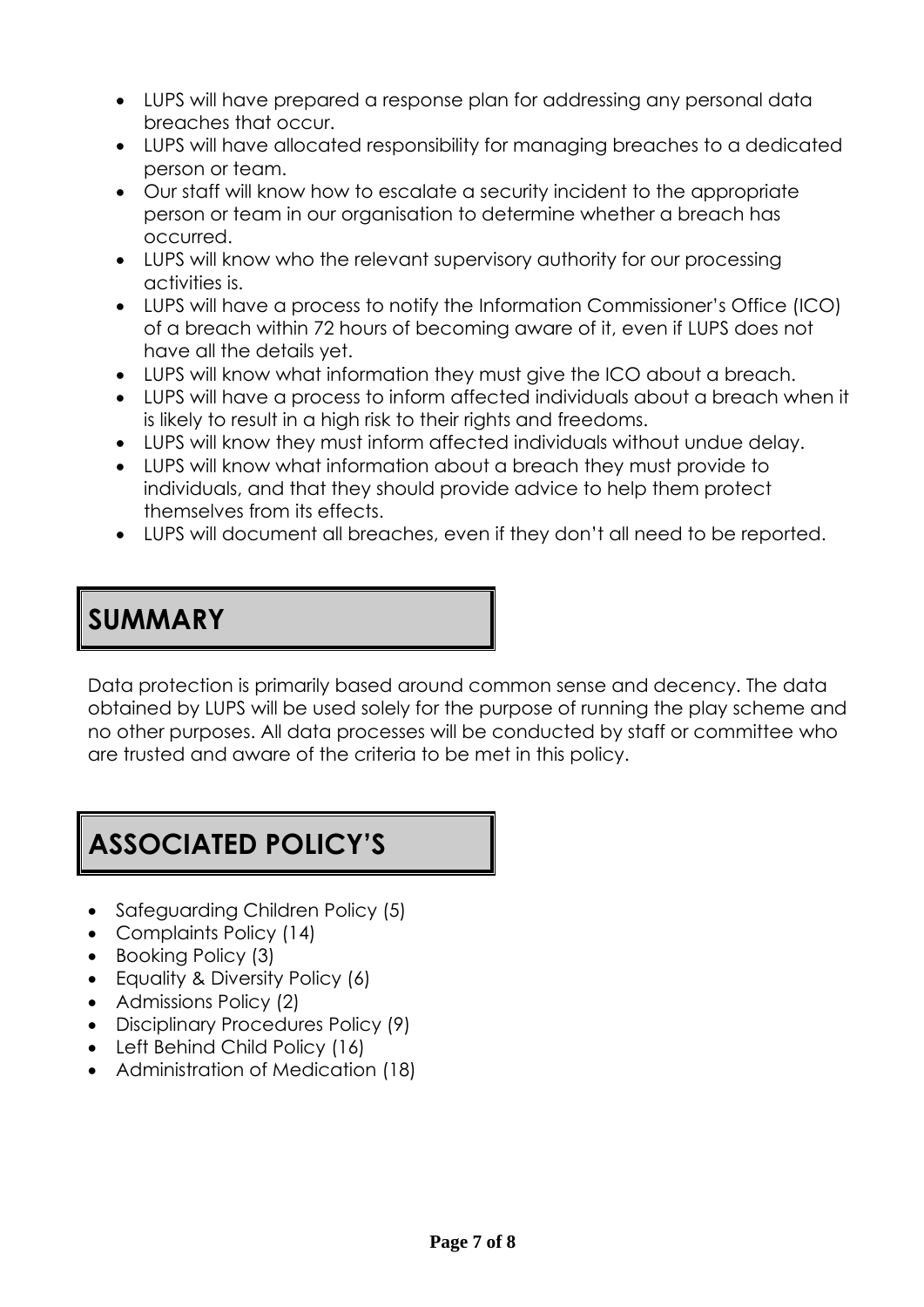- LUPS will have prepared a response plan for addressing any personal data breaches that occur.
- LUPS will have allocated responsibility for managing breaches to a dedicated person or team.
- Our staff will know how to escalate a security incident to the appropriate person or team in our organisation to determine whether a breach has occurred.
- LUPS will know who the relevant supervisory authority for our processing activities is.
- LUPS will have a process to notify the Information Commissioner's Office (ICO) of a breach within 72 hours of becoming aware of it, even if LUPS does not have all the details yet.
- LUPS will know what information they must give the ICO about a breach.
- LUPS will have a process to inform affected individuals about a breach when it is likely to result in a high risk to their rights and freedoms.
- LUPS will know they must inform affected individuals without undue delay.
- LUPS will know what information about a breach they must provide to individuals, and that they should provide advice to help them protect themselves from its effects.
- LUPS will document all breaches, even if they don't all need to be reported.

## SUMMARY

Data protection is primarily based around common sense and decency. The data obtained by LUPS will be used solely for the purpose of running the play scheme and no other purposes. All data processes will be conducted by staff or committee who are trusted and aware of the criteria to be met in this policy.

## ASSOCIATED POLICY'S

- Safeguarding Children Policy (5)
- Complaints Policy (14)
- Booking Policy (3)
- Equality & Diversity Policy (6)
- Admissions Policy (2)
- Disciplinary Procedures Policy (9)
- Left Behind Child Policy (16)
- Administration of Medication (18)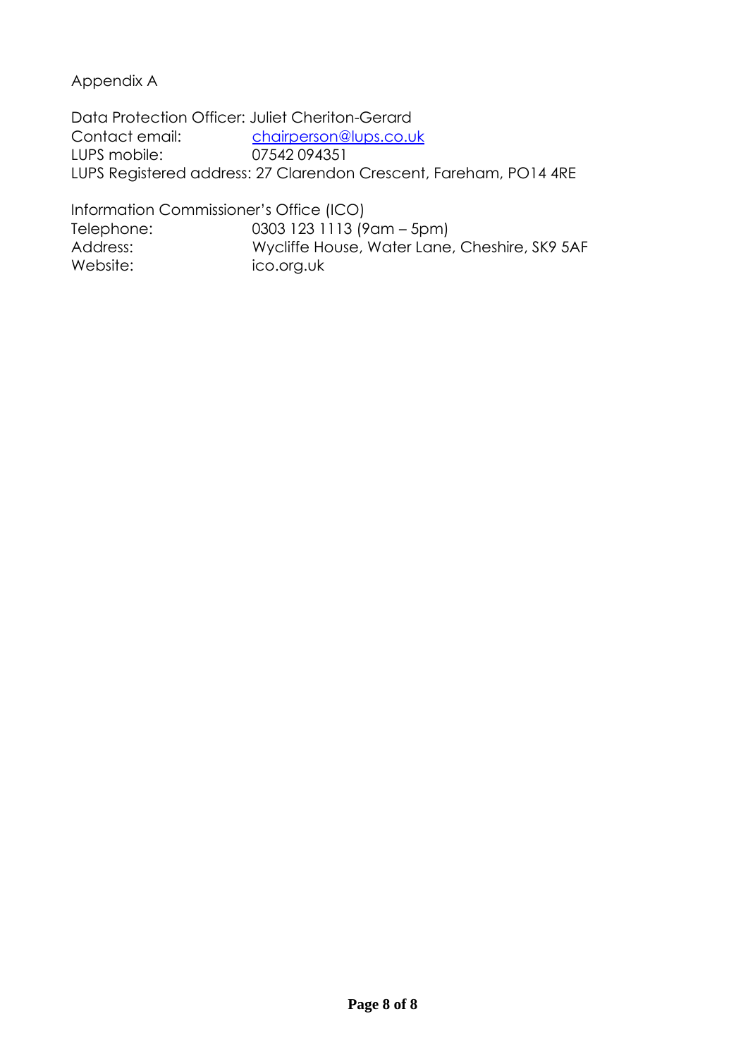Appendix A

Data Protection Officer: Juliet Cheriton-Gerard
Contact email: chairperson@lups.co.uk
LUPS mobile: 07542 094351
LUPS Registered address: 27 Clarendon Crescent, Fareham, PO14 4RE

Information Commissioner's Office (ICO)
Telephone: 0303 123 1113 (9am – 5pm)
Address: Wycliffe House, Water Lane, Cheshire, SK9 5AF
Website: ico.org.uk